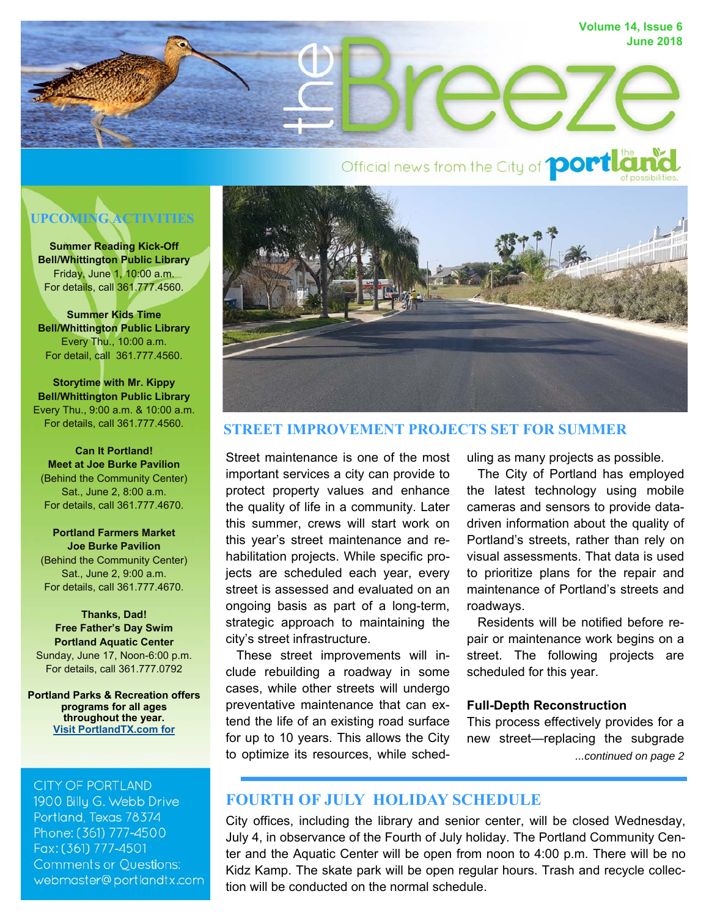Volume 14, Issue 6
June 2018

# the Breeze

Official news from the City of portland — the land of possibilities.

## UPCOMING ACTIVITIES

**Summer Reading Kick-Off**
**Bell/Whittington Public Library**
Friday, June 1, 10:00 a.m.
For details, call 361.777.4560.

**Summer Kids Time**
**Bell/Whittington Public Library**
Every Thu., 10:00 a.m.
For detail, call 361.777.4560.

**Storytime with Mr. Kippy**
**Bell/Whittington Public Library**
Every Thu., 9:00 a.m. & 10:00 a.m.
For details, call 361.777.4560.

**Can It Portland!**
**Meet at Joe Burke Pavilion**
(Behind the Community Center)
Sat., June 2, 8:00 a.m.
For details, call 361.777.4670.

**Portland Farmers Market**
**Joe Burke Pavilion**
(Behind the Community Center)
Sat., June 2, 9:00 a.m.
For details, call 361.777.4670.

**Thanks, Dad!**
**Free Father's Day Swim**
**Portland Aquatic Center**
Sunday, June 17, Noon-6:00 p.m.
For details, call 361.777.0792

**Portland Parks & Recreation offers programs for all ages throughout the year.**
**Visit PortlandTX.com for**

CITY OF PORTLAND
1900 Billy G. Webb Drive
Portland, Texas 78374
Phone: (361) 777-4500
Fax: (361) 777-4501
Comments or Questions:
webmaster@portlandtx.com

## STREET IMPROVEMENT PROJECTS SET FOR SUMMER

Street maintenance is one of the most important services a city can provide to protect property values and enhance the quality of life in a community. Later this summer, crews will start work on this year's street maintenance and rehabilitation projects. While specific projects are scheduled each year, every street is assessed and evaluated on an ongoing basis as part of a long-term, strategic approach to maintaining the city's street infrastructure.

These street improvements will include rebuilding a roadway in some cases, while other streets will undergo preventative maintenance that can extend the life of an existing road surface for up to 10 years. This allows the City to optimize its resources, while scheduling as many projects as possible.

The City of Portland has employed the latest technology using mobile cameras and sensors to provide data-driven information about the quality of Portland's streets, rather than rely on visual assessments. That data is used to prioritize plans for the repair and maintenance of Portland's streets and roadways.

Residents will be notified before repair or maintenance work begins on a street. The following projects are scheduled for this year.

**Full-Depth Reconstruction**
This process effectively provides for a new street—replacing the subgrade

*...continued on page 2*

## FOURTH OF JULY HOLIDAY SCHEDULE

City offices, including the library and senior center, will be closed Wednesday, July 4, in observance of the Fourth of July holiday. The Portland Community Center and the Aquatic Center will be open from noon to 4:00 p.m. There will be no Kidz Kamp. The skate park will be open regular hours. Trash and recycle collection will be conducted on the normal schedule.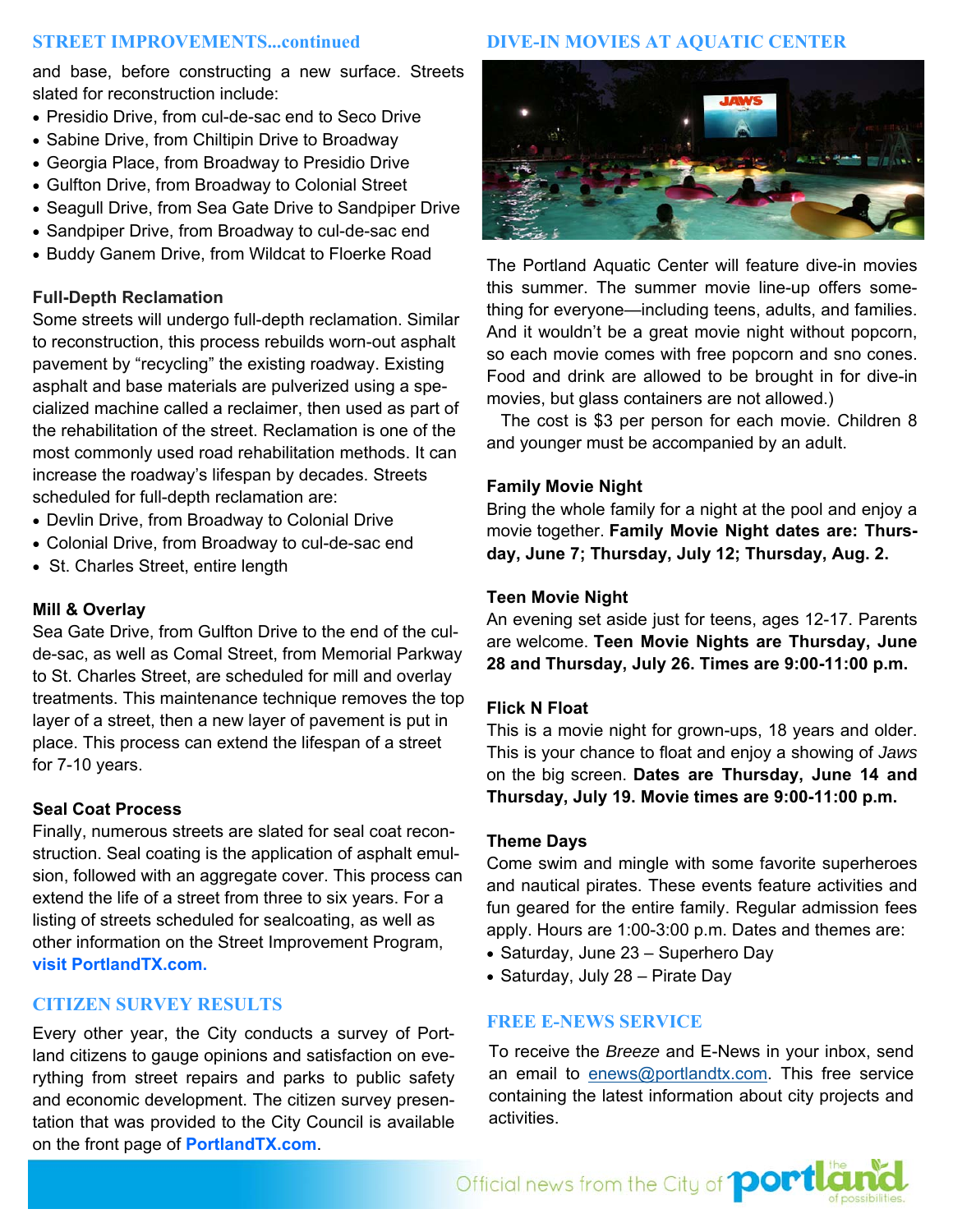## STREET IMPROVEMENTS...continued

and base, before constructing a new surface. Streets slated for reconstruction include:

- Presidio Drive, from cul-de-sac end to Seco Drive
- Sabine Drive, from Chiltipin Drive to Broadway
- Georgia Place, from Broadway to Presidio Drive
- Gulfton Drive, from Broadway to Colonial Street
- Seagull Drive, from Sea Gate Drive to Sandpiper Drive
- Sandpiper Drive, from Broadway to cul-de-sac end
- Buddy Ganem Drive, from Wildcat to Floerke Road

### Full-Depth Reclamation

Some streets will undergo full-depth reclamation. Similar to reconstruction, this process rebuilds worn-out asphalt pavement by "recycling" the existing roadway. Existing asphalt and base materials are pulverized using a specialized machine called a reclaimer, then used as part of the rehabilitation of the street. Reclamation is one of the most commonly used road rehabilitation methods. It can increase the roadway's lifespan by decades. Streets scheduled for full-depth reclamation are:

- Devlin Drive, from Broadway to Colonial Drive
- Colonial Drive, from Broadway to cul-de-sac end
- St. Charles Street, entire length

### Mill & Overlay

Sea Gate Drive, from Gulfton Drive to the end of the cul-de-sac, as well as Comal Street, from Memorial Parkway to St. Charles Street, are scheduled for mill and overlay treatments. This maintenance technique removes the top layer of a street, then a new layer of pavement is put in place. This process can extend the lifespan of a street for 7-10 years.

### Seal Coat Process

Finally, numerous streets are slated for seal coat reconstruction. Seal coating is the application of asphalt emulsion, followed with an aggregate cover. This process can extend the life of a street from three to six years. For a listing of streets scheduled for sealcoating, as well as other information on the Street Improvement Program, **visit PortlandTX.com.**

## CITIZEN SURVEY RESULTS

Every other year, the City conducts a survey of Portland citizens to gauge opinions and satisfaction on everything from street repairs and parks to public safety and economic development. The citizen survey presentation that was provided to the City Council is available on the front page of **PortlandTX.com**.

## DIVE-IN MOVIES AT AQUATIC CENTER

The Portland Aquatic Center will feature dive-in movies this summer. The summer movie line-up offers something for everyone—including teens, adults, and families. And it wouldn't be a great movie night without popcorn, so each movie comes with free popcorn and sno cones. Food and drink are allowed to be brought in for dive-in movies, but glass containers are not allowed.)

The cost is $3 per person for each movie. Children 8 and younger must be accompanied by an adult.

### Family Movie Night

Bring the whole family for a night at the pool and enjoy a movie together. **Family Movie Night dates are: Thursday, June 7; Thursday, July 12; Thursday, Aug. 2.**

### Teen Movie Night

An evening set aside just for teens, ages 12-17. Parents are welcome. **Teen Movie Nights are Thursday, June 28 and Thursday, July 26. Times are 9:00-11:00 p.m.**

### Flick N Float

This is a movie night for grown-ups, 18 years and older. This is your chance to float and enjoy a showing of *Jaws* on the big screen. **Dates are Thursday, June 14 and Thursday, July 19. Movie times are 9:00-11:00 p.m.**

### Theme Days

Come swim and mingle with some favorite superheroes and nautical pirates. These events feature activities and fun geared for the entire family. Regular admission fees apply. Hours are 1:00-3:00 p.m. Dates and themes are:

- Saturday, June 23 – Superhero Day
- Saturday, July 28 – Pirate Day

## FREE E-NEWS SERVICE

To receive the *Breeze* and E-News in your inbox, send an email to enews@portlandtx.com. This free service containing the latest information about city projects and activities.